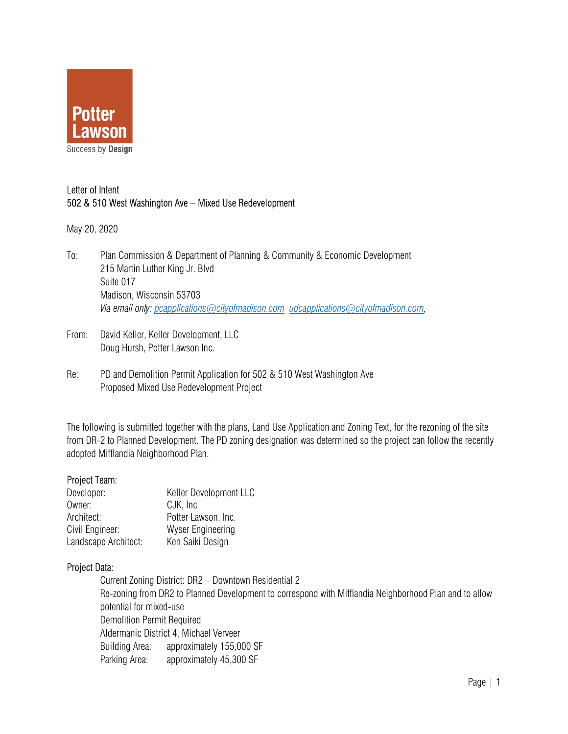Potter Lawson
Success by Design

Letter of Intent
502 & 510 West Washington Ave – Mixed Use Redevelopment

May 20, 2020

To: Plan Commission & Department of Planning & Community & Economic Development
215 Martin Luther King Jr. Blvd
Suite 017
Madison, Wisconsin 53703
*Via email only: pcapplications@cityofmadison.com udcapplications@cityofmadison.com,*

From: David Keller, Keller Development, LLC
Doug Hursh, Potter Lawson Inc.

Re: PD and Demolition Permit Application for 502 & 510 West Washington Ave
Proposed Mixed Use Redevelopment Project

The following is submitted together with the plans, Land Use Application and Zoning Text, for the rezoning of the site from DR-2 to Planned Development. The PD zoning designation was determined so the project can follow the recently adopted Mifflandia Neighborhood Plan.

Project Team:

| | |
|---|---|
| Developer: | Keller Development LLC |
| Owner: | CJK, Inc |
| Architect: | Potter Lawson, Inc. |
| Civil Engineer: | Wyser Engineering |
| Landscape Architect: | Ken Saiki Design |

Project Data:

Current Zoning District: DR2 – Downtown Residential 2
Re-zoning from DR2 to Planned Development to correspond with Mifflandia Neighborhood Plan and to allow potential for mixed-use
Demolition Permit Required
Aldermanic District 4, Michael Verveer
Building Area: approximately 155,000 SF
Parking Area: approximately 45,300 SF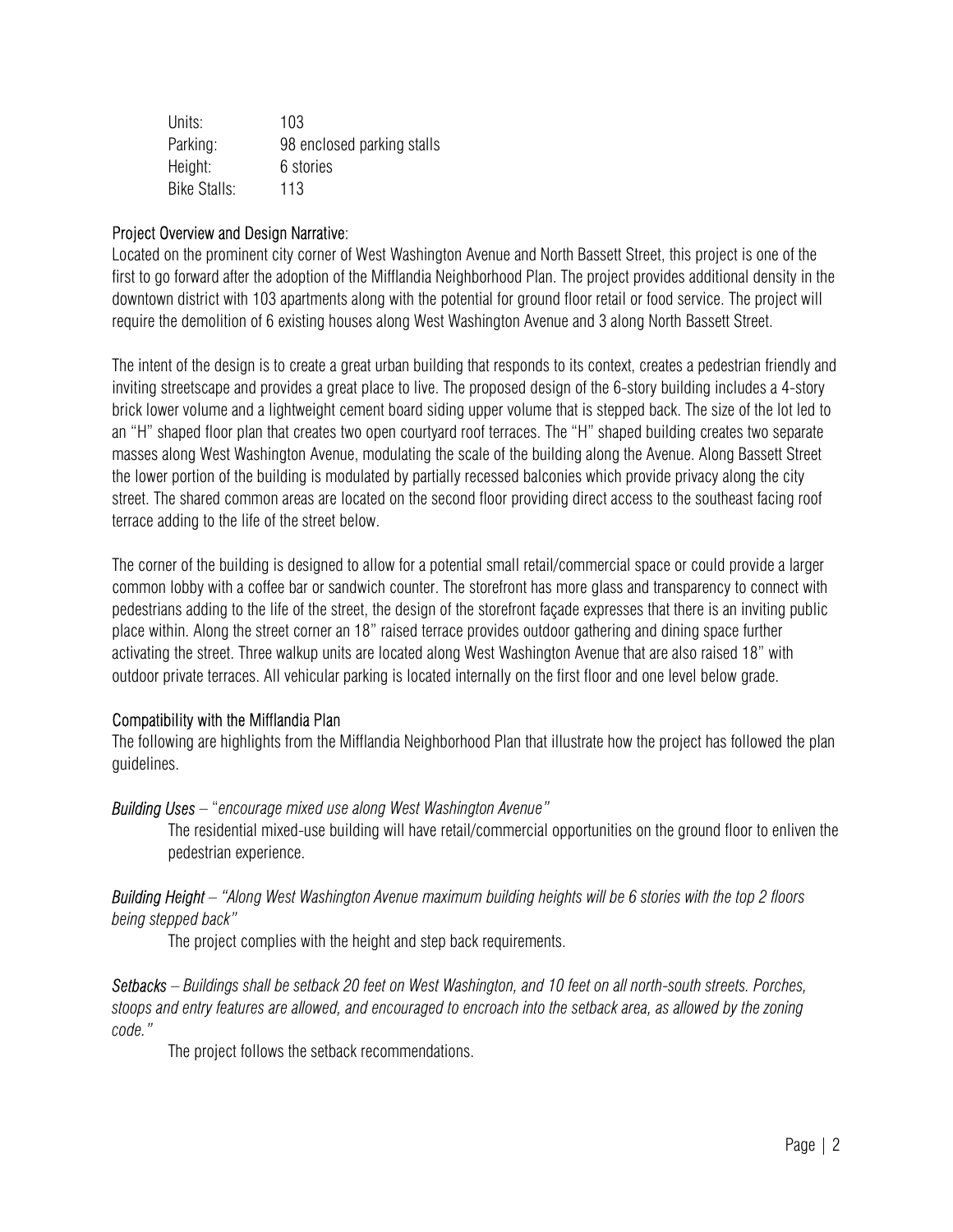| Units: | 103 |
| --- | --- |
| Parking: | 98 enclosed parking stalls |
| Height: | 6 stories |
| Bike Stalls: | 113 |

## Project Overview and Design Narrative:

Located on the prominent city corner of West Washington Avenue and North Bassett Street, this project is one of the first to go forward after the adoption of the Mifflandia Neighborhood Plan. The project provides additional density in the downtown district with 103 apartments along with the potential for ground floor retail or food service. The project will require the demolition of 6 existing houses along West Washington Avenue and 3 along North Bassett Street.

The intent of the design is to create a great urban building that responds to its context, creates a pedestrian friendly and inviting streetscape and provides a great place to live. The proposed design of the 6-story building includes a 4-story brick lower volume and a lightweight cement board siding upper volume that is stepped back. The size of the lot led to an "H" shaped floor plan that creates two open courtyard roof terraces. The "H" shaped building creates two separate masses along West Washington Avenue, modulating the scale of the building along the Avenue. Along Bassett Street the lower portion of the building is modulated by partially recessed balconies which provide privacy along the city street. The shared common areas are located on the second floor providing direct access to the southeast facing roof terrace adding to the life of the street below.

The corner of the building is designed to allow for a potential small retail/commercial space or could provide a larger common lobby with a coffee bar or sandwich counter. The storefront has more glass and transparency to connect with pedestrians adding to the life of the street, the design of the storefront façade expresses that there is an inviting public place within. Along the street corner an 18" raised terrace provides outdoor gathering and dining space further activating the street. Three walkup units are located along West Washington Avenue that are also raised 18" with outdoor private terraces. All vehicular parking is located internally on the first floor and one level below grade.

## Compatibility with the Mifflandia Plan

The following are highlights from the Mifflandia Neighborhood Plan that illustrate how the project has followed the plan guidelines.

***Building Uses*** *– "encourage mixed use along West Washington Avenue"*

> The residential mixed-use building will have retail/commercial opportunities on the ground floor to enliven the pedestrian experience.

***Building Height*** *– "Along West Washington Avenue maximum building heights will be 6 stories with the top 2 floors being stepped back"*

> The project complies with the height and step back requirements.

***Setbacks*** *– Buildings shall be setback 20 feet on West Washington, and 10 feet on all north-south streets. Porches, stoops and entry features are allowed, and encouraged to encroach into the setback area, as allowed by the zoning code."*

> The project follows the setback recommendations.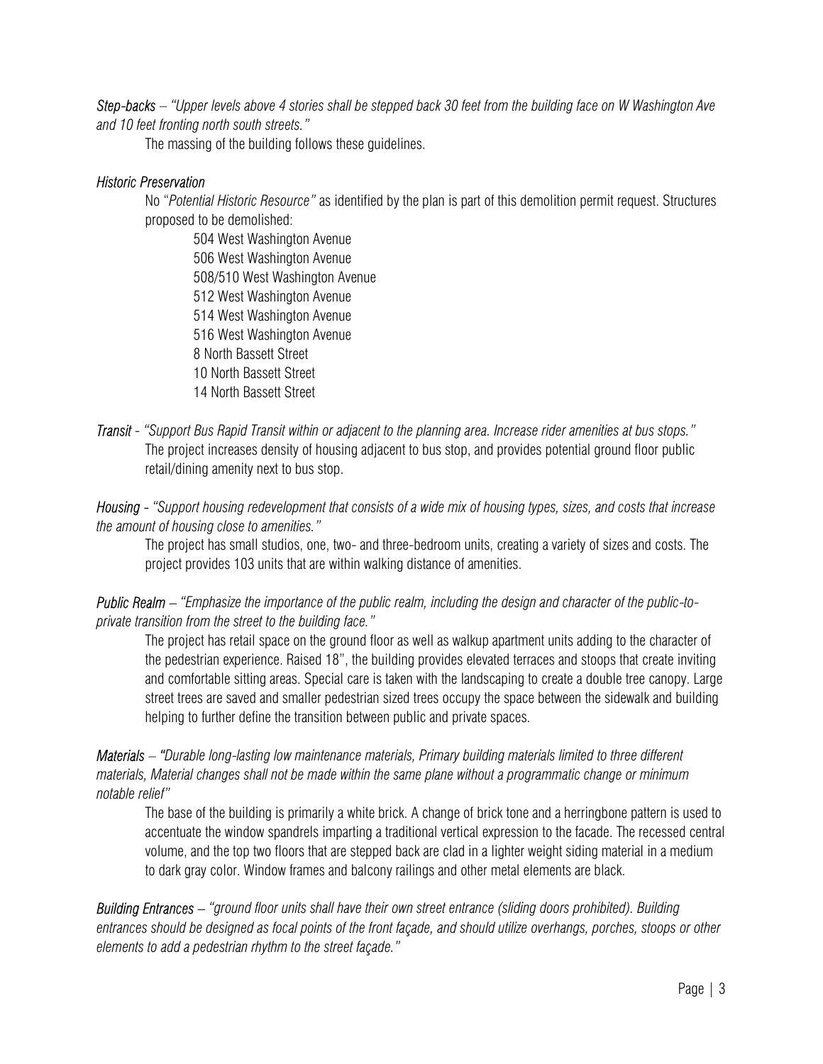*Step-backs – "Upper levels above 4 stories shall be stepped back 30 feet from the building face on W Washington Ave and 10 feet fronting north south streets."*

The massing of the building follows these guidelines.

*Historic Preservation*

No "*Potential Historic Resource"* as identified by the plan is part of this demolition permit request. Structures proposed to be demolished:

504 West Washington Avenue
506 West Washington Avenue
508/510 West Washington Avenue
512 West Washington Avenue
514 West Washington Avenue
516 West Washington Avenue
8 North Bassett Street
10 North Bassett Street
14 North Bassett Street

*Transit - "Support Bus Rapid Transit within or adjacent to the planning area. Increase rider amenities at bus stops."*

The project increases density of housing adjacent to bus stop, and provides potential ground floor public retail/dining amenity next to bus stop.

*Housing - "Support housing redevelopment that consists of a wide mix of housing types, sizes, and costs that increase the amount of housing close to amenities."*

The project has small studios, one, two- and three-bedroom units, creating a variety of sizes and costs. The project provides 103 units that are within walking distance of amenities.

*Public Realm – "Emphasize the importance of the public realm, including the design and character of the public-to-private transition from the street to the building face."*

The project has retail space on the ground floor as well as walkup apartment units adding to the character of the pedestrian experience. Raised 18", the building provides elevated terraces and stoops that create inviting and comfortable sitting areas. Special care is taken with the landscaping to create a double tree canopy. Large street trees are saved and smaller pedestrian sized trees occupy the space between the sidewalk and building helping to further define the transition between public and private spaces.

*Materials – "Durable long-lasting low maintenance materials, Primary building materials limited to three different materials, Material changes shall not be made within the same plane without a programmatic change or minimum notable relief"*

The base of the building is primarily a white brick. A change of brick tone and a herringbone pattern is used to accentuate the window spandrels imparting a traditional vertical expression to the facade. The recessed central volume, and the top two floors that are stepped back are clad in a lighter weight siding material in a medium to dark gray color. Window frames and balcony railings and other metal elements are black.

*Building Entrances – "ground floor units shall have their own street entrance (sliding doors prohibited). Building entrances should be designed as focal points of the front façade, and should utilize overhangs, porches, stoops or other elements to add a pedestrian rhythm to the street façade."*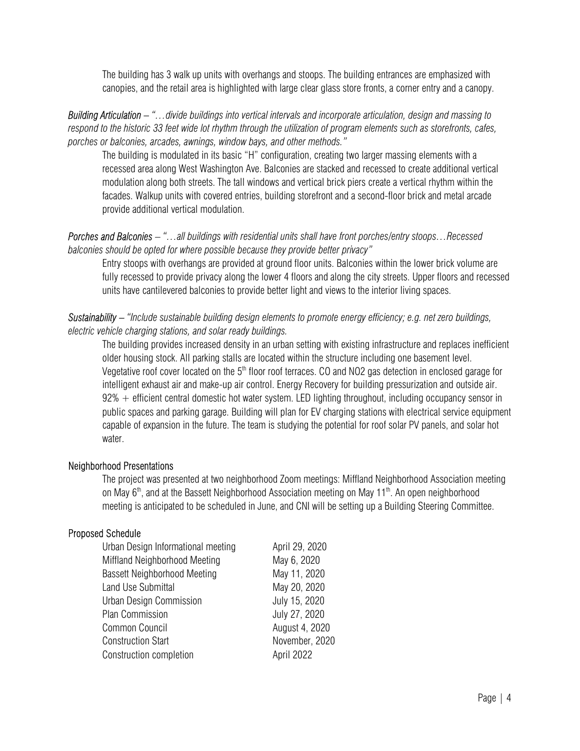The building has 3 walk up units with overhangs and stoops. The building entrances are emphasized with canopies, and the retail area is highlighted with large clear glass store fronts, a corner entry and a canopy.

***Building Articulation*** *– "…divide buildings into vertical intervals and incorporate articulation, design and massing to respond to the historic 33 feet wide lot rhythm through the utilization of program elements such as storefronts, cafes, porches or balconies, arcades, awnings, window bays, and other methods."*

The building is modulated in its basic "H" configuration, creating two larger massing elements with a recessed area along West Washington Ave. Balconies are stacked and recessed to create additional vertical modulation along both streets. The tall windows and vertical brick piers create a vertical rhythm within the facades. Walkup units with covered entries, building storefront and a second-floor brick and metal arcade provide additional vertical modulation.

***Porches and Balconies*** *– "…all buildings with residential units shall have front porches/entry stoops…Recessed balconies should be opted for where possible because they provide better privacy"*

Entry stoops with overhangs are provided at ground floor units. Balconies within the lower brick volume are fully recessed to provide privacy along the lower 4 floors and along the city streets. Upper floors and recessed units have cantilevered balconies to provide better light and views to the interior living spaces.

***Sustainability*** *– "Include sustainable building design elements to promote energy efficiency; e.g. net zero buildings, electric vehicle charging stations, and solar ready buildings.*

The building provides increased density in an urban setting with existing infrastructure and replaces inefficient older housing stock. All parking stalls are located within the structure including one basement level. Vegetative roof cover located on the 5th floor roof terraces. CO and NO2 gas detection in enclosed garage for intelligent exhaust air and make-up air control. Energy Recovery for building pressurization and outside air. 92% + efficient central domestic hot water system. LED lighting throughout, including occupancy sensor in public spaces and parking garage. Building will plan for EV charging stations with electrical service equipment capable of expansion in the future. The team is studying the potential for roof solar PV panels, and solar hot water.

### Neighborhood Presentations

The project was presented at two neighborhood Zoom meetings: Miffland Neighborhood Association meeting on May 6th, and at the Bassett Neighborhood Association meeting on May 11th. An open neighborhood meeting is anticipated to be scheduled in June, and CNI will be setting up a Building Steering Committee.

### Proposed Schedule

| | |
|---|---|
| Urban Design Informational meeting | April 29, 2020 |
| Miffland Neighborhood Meeting | May 6, 2020 |
| Bassett Neighborhood Meeting | May 11, 2020 |
| Land Use Submittal | May 20, 2020 |
| Urban Design Commission | July 15, 2020 |
| Plan Commission | July 27, 2020 |
| Common Council | August 4, 2020 |
| Construction Start | November, 2020 |
| Construction completion | April 2022 |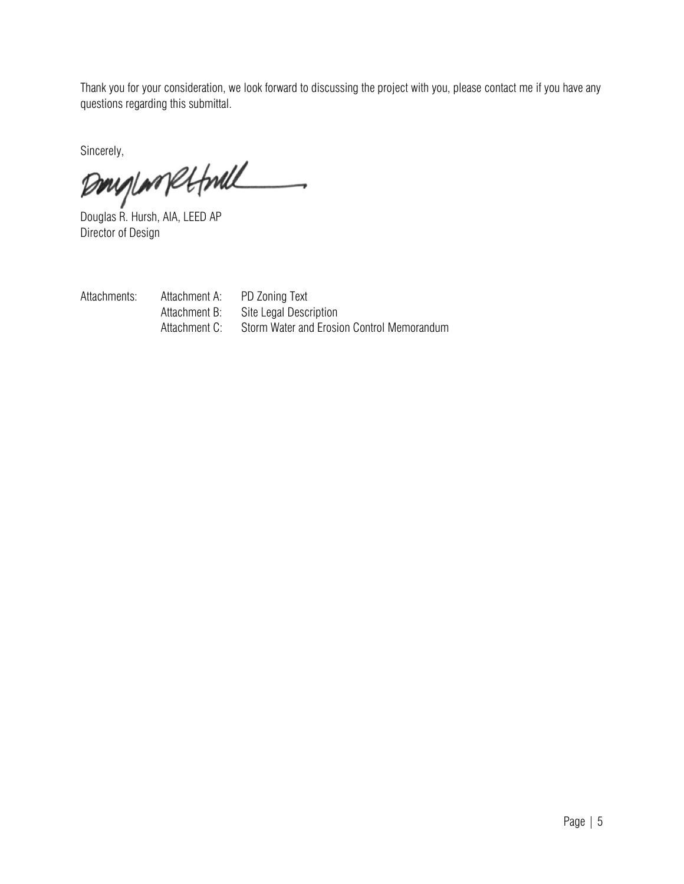Thank you for your consideration, we look forward to discussing the project with you, please contact me if you have any questions regarding this submittal.

Sincerely,

Douglas R. Hursh, AIA, LEED AP
Director of Design

| | | |
|---|---|---|
| Attachments: | Attachment A: | PD Zoning Text |
| | Attachment B: | Site Legal Description |
| | Attachment C: | Storm Water and Erosion Control Memorandum |